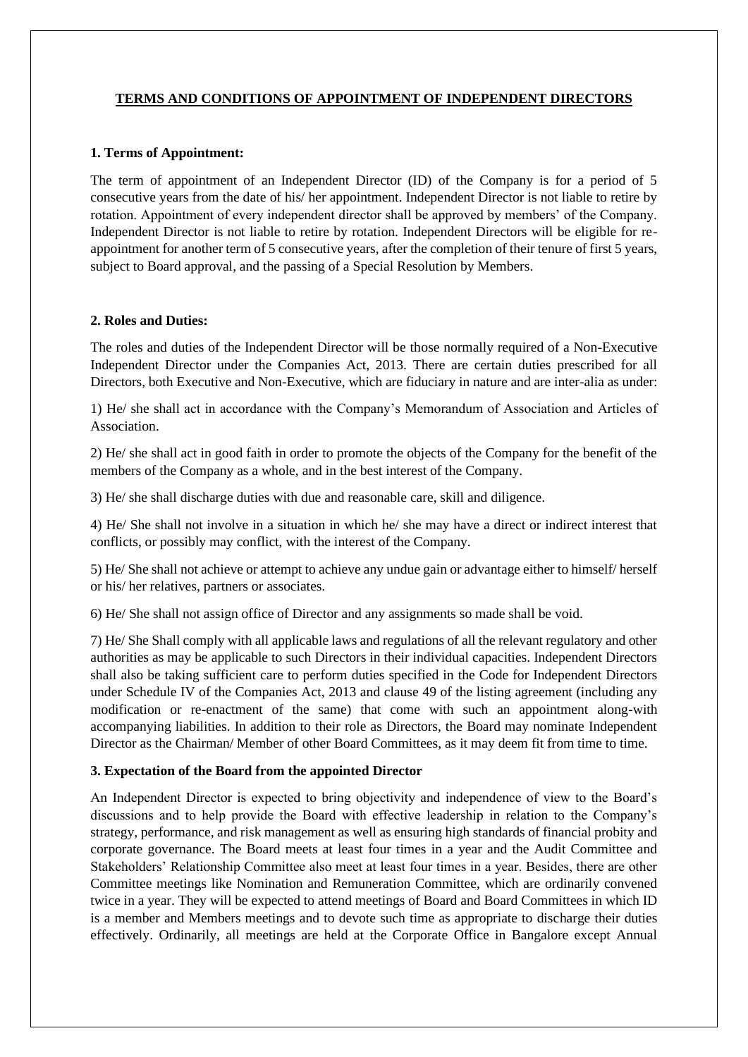# TERMS AND CONDITIONS OF APPOINTMENT OF INDEPENDENT DIRECTORS

**1. Terms of Appointment:**

The term of appointment of an Independent Director (ID) of the Company is for a period of 5 consecutive years from the date of his/ her appointment. Independent Director is not liable to retire by rotation. Appointment of every independent director shall be approved by members' of the Company. Independent Director is not liable to retire by rotation. Independent Directors will be eligible for re-appointment for another term of 5 consecutive years, after the completion of their tenure of first 5 years, subject to Board approval, and the passing of a Special Resolution by Members.

**2. Roles and Duties:**

The roles and duties of the Independent Director will be those normally required of a Non-Executive Independent Director under the Companies Act, 2013. There are certain duties prescribed for all Directors, both Executive and Non-Executive, which are fiduciary in nature and are inter-alia as under:

1) He/ she shall act in accordance with the Company's Memorandum of Association and Articles of Association.

2) He/ she shall act in good faith in order to promote the objects of the Company for the benefit of the members of the Company as a whole, and in the best interest of the Company.

3) He/ she shall discharge duties with due and reasonable care, skill and diligence.

4) He/ She shall not involve in a situation in which he/ she may have a direct or indirect interest that conflicts, or possibly may conflict, with the interest of the Company.

5) He/ She shall not achieve or attempt to achieve any undue gain or advantage either to himself/ herself or his/ her relatives, partners or associates.

6) He/ She shall not assign office of Director and any assignments so made shall be void.

7) He/ She Shall comply with all applicable laws and regulations of all the relevant regulatory and other authorities as may be applicable to such Directors in their individual capacities. Independent Directors shall also be taking sufficient care to perform duties specified in the Code for Independent Directors under Schedule IV of the Companies Act, 2013 and clause 49 of the listing agreement (including any modification or re-enactment of the same) that come with such an appointment along-with accompanying liabilities. In addition to their role as Directors, the Board may nominate Independent Director as the Chairman/ Member of other Board Committees, as it may deem fit from time to time.

**3. Expectation of the Board from the appointed Director**

An Independent Director is expected to bring objectivity and independence of view to the Board's discussions and to help provide the Board with effective leadership in relation to the Company's strategy, performance, and risk management as well as ensuring high standards of financial probity and corporate governance. The Board meets at least four times in a year and the Audit Committee and Stakeholders' Relationship Committee also meet at least four times in a year. Besides, there are other Committee meetings like Nomination and Remuneration Committee, which are ordinarily convened twice in a year. They will be expected to attend meetings of Board and Board Committees in which ID is a member and Members meetings and to devote such time as appropriate to discharge their duties effectively. Ordinarily, all meetings are held at the Corporate Office in Bangalore except Annual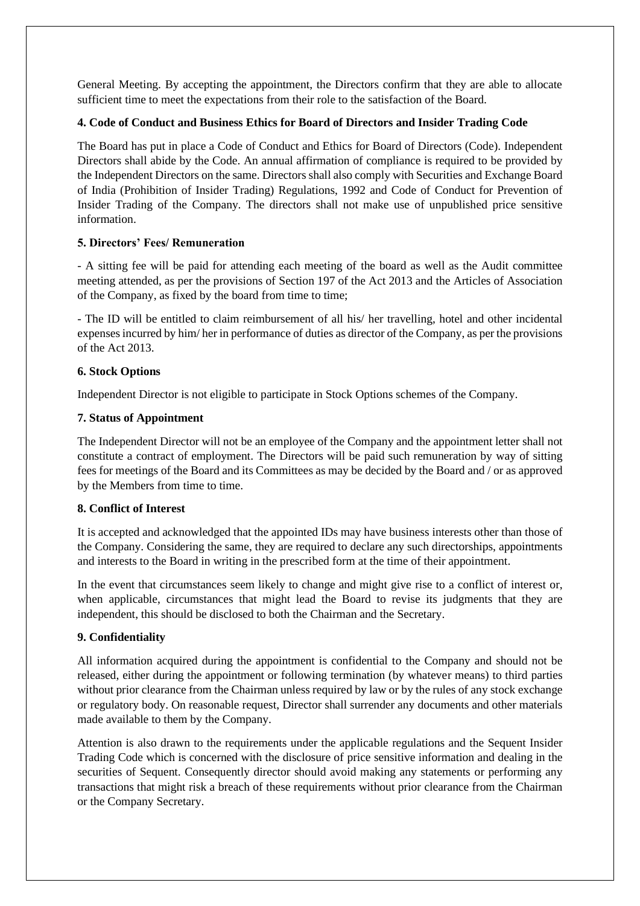General Meeting. By accepting the appointment, the Directors confirm that they are able to allocate sufficient time to meet the expectations from their role to the satisfaction of the Board.

**4. Code of Conduct and Business Ethics for Board of Directors and Insider Trading Code**

The Board has put in place a Code of Conduct and Ethics for Board of Directors (Code). Independent Directors shall abide by the Code. An annual affirmation of compliance is required to be provided by the Independent Directors on the same. Directors shall also comply with Securities and Exchange Board of India (Prohibition of Insider Trading) Regulations, 1992 and Code of Conduct for Prevention of Insider Trading of the Company. The directors shall not make use of unpublished price sensitive information.

**5. Directors' Fees/ Remuneration**

- A sitting fee will be paid for attending each meeting of the board as well as the Audit committee meeting attended, as per the provisions of Section 197 of the Act 2013 and the Articles of Association of the Company, as fixed by the board from time to time;

- The ID will be entitled to claim reimbursement of all his/ her travelling, hotel and other incidental expenses incurred by him/ her in performance of duties as director of the Company, as per the provisions of the Act 2013.

**6. Stock Options**

Independent Director is not eligible to participate in Stock Options schemes of the Company.

**7. Status of Appointment**

The Independent Director will not be an employee of the Company and the appointment letter shall not constitute a contract of employment. The Directors will be paid such remuneration by way of sitting fees for meetings of the Board and its Committees as may be decided by the Board and / or as approved by the Members from time to time.

**8. Conflict of Interest**

It is accepted and acknowledged that the appointed IDs may have business interests other than those of the Company. Considering the same, they are required to declare any such directorships, appointments and interests to the Board in writing in the prescribed form at the time of their appointment.

In the event that circumstances seem likely to change and might give rise to a conflict of interest or, when applicable, circumstances that might lead the Board to revise its judgments that they are independent, this should be disclosed to both the Chairman and the Secretary.

**9. Confidentiality**

All information acquired during the appointment is confidential to the Company and should not be released, either during the appointment or following termination (by whatever means) to third parties without prior clearance from the Chairman unless required by law or by the rules of any stock exchange or regulatory body. On reasonable request, Director shall surrender any documents and other materials made available to them by the Company.

Attention is also drawn to the requirements under the applicable regulations and the Sequent Insider Trading Code which is concerned with the disclosure of price sensitive information and dealing in the securities of Sequent. Consequently director should avoid making any statements or performing any transactions that might risk a breach of these requirements without prior clearance from the Chairman or the Company Secretary.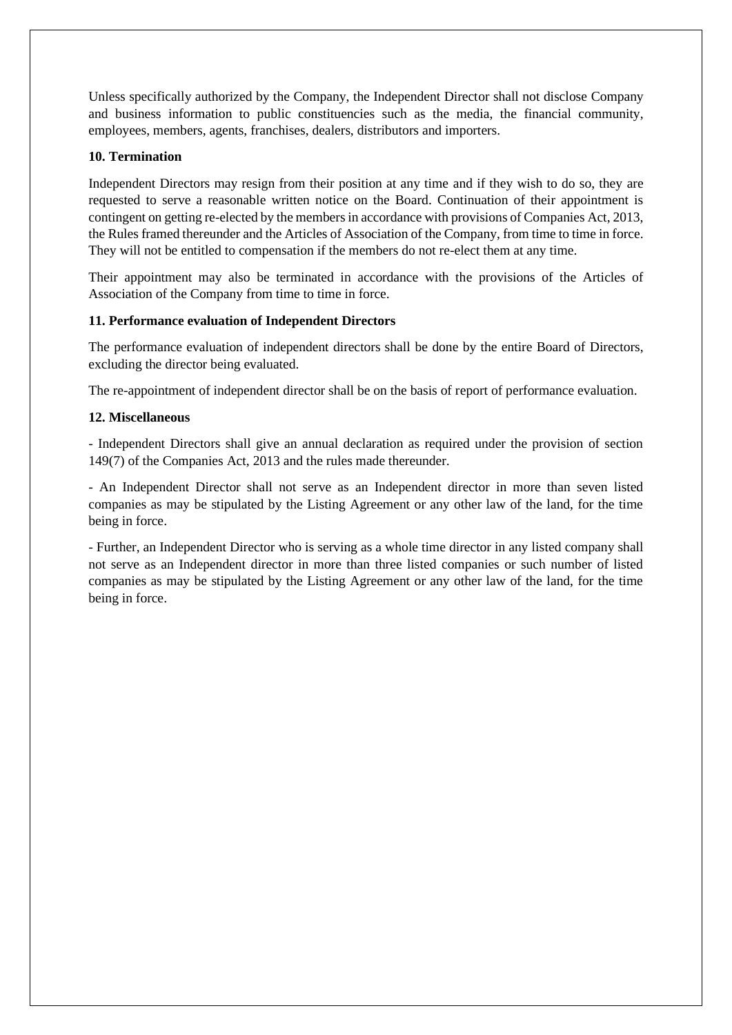Unless specifically authorized by the Company, the Independent Director shall not disclose Company and business information to public constituencies such as the media, the financial community, employees, members, agents, franchises, dealers, distributors and importers.

**10. Termination**

Independent Directors may resign from their position at any time and if they wish to do so, they are requested to serve a reasonable written notice on the Board. Continuation of their appointment is contingent on getting re-elected by the members in accordance with provisions of Companies Act, 2013, the Rules framed thereunder and the Articles of Association of the Company, from time to time in force. They will not be entitled to compensation if the members do not re-elect them at any time.

Their appointment may also be terminated in accordance with the provisions of the Articles of Association of the Company from time to time in force.

**11. Performance evaluation of Independent Directors**

The performance evaluation of independent directors shall be done by the entire Board of Directors, excluding the director being evaluated.

The re-appointment of independent director shall be on the basis of report of performance evaluation.

**12. Miscellaneous**

- Independent Directors shall give an annual declaration as required under the provision of section 149(7) of the Companies Act, 2013 and the rules made thereunder.

- An Independent Director shall not serve as an Independent director in more than seven listed companies as may be stipulated by the Listing Agreement or any other law of the land, for the time being in force.

- Further, an Independent Director who is serving as a whole time director in any listed company shall not serve as an Independent director in more than three listed companies or such number of listed companies as may be stipulated by the Listing Agreement or any other law of the land, for the time being in force.